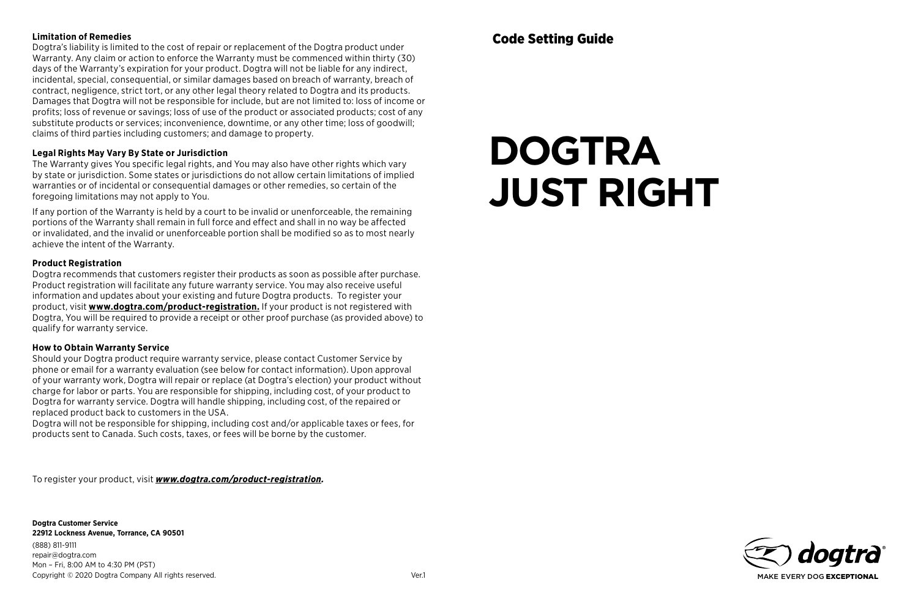#### Limitation of Remedies

Dogtra's liability is limited to the cost of repair or replacement of the Dogtra product under Warranty. Any claim or action to enforce the Warranty must be commenced within thirty (30) days of the Warranty's expiration for your product. Dogtra will not be liable for any indirect, incidental, special, consequential, or similar damages based on breach of warranty, breach of contract, negligence, strict tort, or any other legal theory related to Dogtra and its products. Damages that Dogtra will not be responsible for include, but are not limited to: loss of income or profits; loss of revenue or savings; loss of use of the product or associated products; cost of any substitute products or services; inconvenience, downtime, or any other time; loss of goodwill; claims of third parties including customers; and damage to property.

#### Legal Rights May Vary By State or Jurisdiction

The Warranty gives You specific legal rights, and You may also have other rights which vary by state or jurisdiction. Some states or jurisdictions do not allow certain limitations of implied warranties or of incidental or consequential damages or other remedies, so certain of the foregoing limitations may not apply to You.

If any portion of the Warranty is held by a court to be invalid or unenforceable, the remaining portions of the Warranty shall remain in full force and effect and shall in no way be affected or invalidated, and the invalid or unenforceable portion shall be modified so as to most nearly achieve the intent of the Warranty.

#### Product Registration

Dogtra recommends that customers register their products as soon as possible after purchase. Product registration will facilitate any future warranty service. You may also receive useful information and updates about your existing and future Dogtra products. To register your product, visit **www.dogtra.com/product-registration.** If your product is not registered with Dogtra, You will be required to provide a receipt or other proof purchase (as provided above) to qualify for warranty service.

#### How to Obtain Warranty Service

Should your Dogtra product require warranty service, please contact Customer Service by phone or email for a warranty evaluation (see below for contact information). Upon approval of your warranty work, Dogtra will repair or replace (at Dogtra's election) your product without charge for labor or parts. You are responsible for shipping, including cost, of your product to Dogtra for warranty service. Dogtra will handle shipping, including cost, of the repaired or replaced product back to customers in the USA.
Dogtra will not be responsible for shipping, including cost and/or applicable taxes or fees, for products sent to Canada. Such costs, taxes, or fees will be borne by the customer.

To register your product, visit ***www.dogtra.com/product-registration.***

**Dogtra Customer Service**
**22912 Lockness Avenue, Torrance, CA 90501**
(888) 811-9111
repair@dogtra.com
Mon – Fri, 8:00 AM to 4:30 PM (PST)
Copyright © 2020 Dogtra Company All rights reserved.

Ver.1

## Code Setting Guide

# DOGTRA JUST RIGHT

dogtra®
MAKE EVERY DOG **EXCEPTIONAL**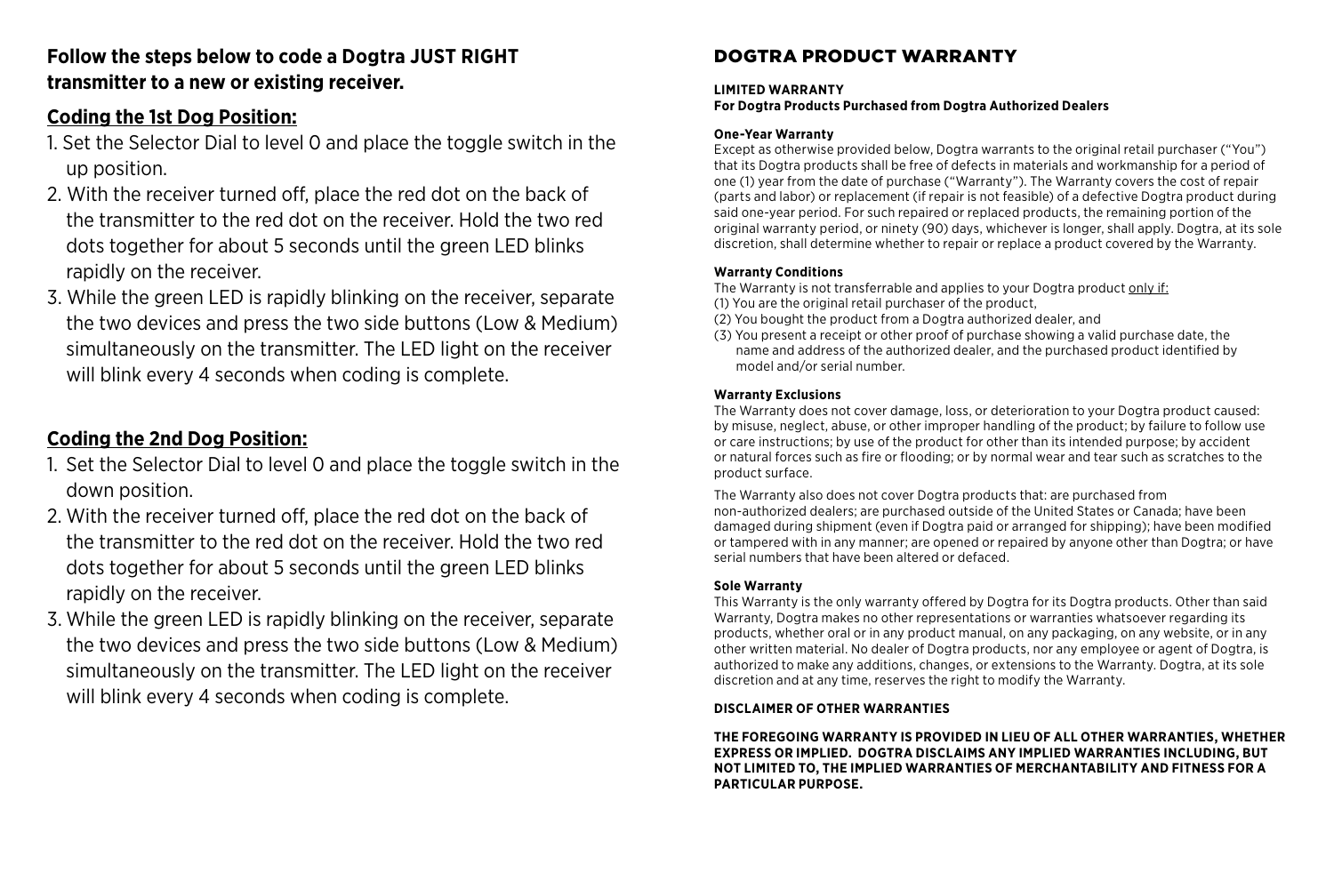**Follow the steps below to code a Dogtra JUST RIGHT transmitter to a new or existing receiver.**

## Coding the 1st Dog Position:

1. Set the Selector Dial to level 0 and place the toggle switch in the up position.
2. With the receiver turned off, place the red dot on the back of the transmitter to the red dot on the receiver. Hold the two red dots together for about 5 seconds until the green LED blinks rapidly on the receiver.
3. While the green LED is rapidly blinking on the receiver, separate the two devices and press the two side buttons (Low & Medium) simultaneously on the transmitter. The LED light on the receiver will blink every 4 seconds when coding is complete.

## Coding the 2nd Dog Position:

1. Set the Selector Dial to level 0 and place the toggle switch in the down position.
2. With the receiver turned off, place the red dot on the back of the transmitter to the red dot on the receiver. Hold the two red dots together for about 5 seconds until the green LED blinks rapidly on the receiver.
3. While the green LED is rapidly blinking on the receiver, separate the two devices and press the two side buttons (Low & Medium) simultaneously on the transmitter. The LED light on the receiver will blink every 4 seconds when coding is complete.

# DOGTRA PRODUCT WARRANTY

**LIMITED WARRANTY**
**For Dogtra Products Purchased from Dogtra Authorized Dealers**

**One-Year Warranty**

Except as otherwise provided below, Dogtra warrants to the original retail purchaser ("You") that its Dogtra products shall be free of defects in materials and workmanship for a period of one (1) year from the date of purchase ("Warranty"). The Warranty covers the cost of repair (parts and labor) or replacement (if repair is not feasible) of a defective Dogtra product during said one-year period. For such repaired or replaced products, the remaining portion of the original warranty period, or ninety (90) days, whichever is longer, shall apply. Dogtra, at its sole discretion, shall determine whether to repair or replace a product covered by the Warranty.

**Warranty Conditions**

The Warranty is not transferrable and applies to your Dogtra product only if:
(1) You are the original retail purchaser of the product,
(2) You bought the product from a Dogtra authorized dealer, and
(3) You present a receipt or other proof of purchase showing a valid purchase date, the name and address of the authorized dealer, and the purchased product identified by model and/or serial number.

**Warranty Exclusions**

The Warranty does not cover damage, loss, or deterioration to your Dogtra product caused: by misuse, neglect, abuse, or other improper handling of the product; by failure to follow use or care instructions; by use of the product for other than its intended purpose; by accident or natural forces such as fire or flooding; or by normal wear and tear such as scratches to the product surface.

The Warranty also does not cover Dogtra products that: are purchased from non-authorized dealers; are purchased outside of the United States or Canada; have been damaged during shipment (even if Dogtra paid or arranged for shipping); have been modified or tampered with in any manner; are opened or repaired by anyone other than Dogtra; or have serial numbers that have been altered or defaced.

**Sole Warranty**

This Warranty is the only warranty offered by Dogtra for its Dogtra products. Other than said Warranty, Dogtra makes no other representations or warranties whatsoever regarding its products, whether oral or in any product manual, on any packaging, on any website, or in any other written material. No dealer of Dogtra products, nor any employee or agent of Dogtra, is authorized to make any additions, changes, or extensions to the Warranty. Dogtra, at its sole discretion and at any time, reserves the right to modify the Warranty.

**DISCLAIMER OF OTHER WARRANTIES**

**THE FOREGOING WARRANTY IS PROVIDED IN LIEU OF ALL OTHER WARRANTIES, WHETHER EXPRESS OR IMPLIED. DOGTRA DISCLAIMS ANY IMPLIED WARRANTIES INCLUDING, BUT NOT LIMITED TO, THE IMPLIED WARRANTIES OF MERCHANTABILITY AND FITNESS FOR A PARTICULAR PURPOSE.**